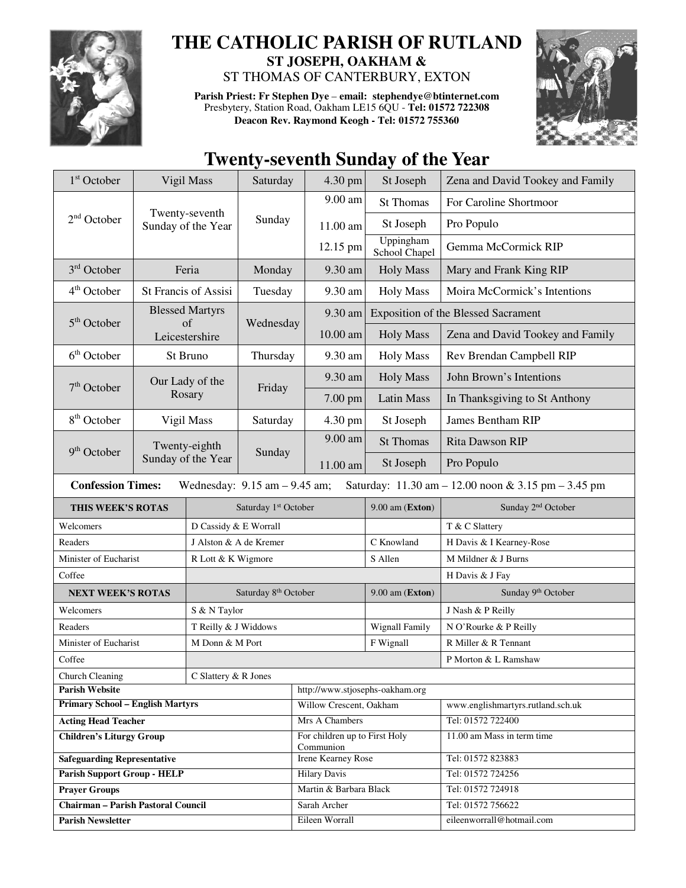# THE CATHOLIC PARISH OF RUTLAND

## ST JOSEPH, OAKHAM &

## ST THOMAS OF CANTERBURY, EXTON

**Parish Priest: Fr Stephen Dye** – **email: stephendye@btinternet.com**
Presbytery, Station Road, Oakham LE15 6QU - **Tel: 01572 722308**
**Deacon Rev. Raymond Keogh - Tel: 01572 755360**

## Twenty-seventh Sunday of the Year

| Date | Celebration | Day | Time | Venue | Intention |
|---|---|---|---|---|---|
| 1st October | Vigil Mass | Saturday | 4.30 pm | St Joseph | Zena and David Tookey and Family |
| 2nd October | Twenty-seventh Sunday of the Year | Sunday | 9.00 am | St Thomas | For Caroline Shortmoor |
| | | | 11.00 am | St Joseph | Pro Populo |
| | | | 12.15 pm | Uppingham School Chapel | Gemma McCormick RIP |
| 3rd October | Feria | Monday | 9.30 am | Holy Mass | Mary and Frank King RIP |
| 4th October | St Francis of Assisi | Tuesday | 9.30 am | Holy Mass | Moira McCormick's Intentions |
| 5th October | Blessed Martyrs of Leicestershire | Wednesday | 9.30 am | Exposition of the Blessed Sacrament | |
| | | | 10.00 am | Holy Mass | Zena and David Tookey and Family |
| 6th October | St Bruno | Thursday | 9.30 am | Holy Mass | Rev Brendan Campbell RIP |
| 7th October | Our Lady of the Rosary | Friday | 9.30 am | Holy Mass | John Brown's Intentions |
| | | | 7.00 pm | Latin Mass | In Thanksgiving to St Anthony |
| 8th October | Vigil Mass | Saturday | 4.30 pm | St Joseph | James Bentham RIP |
| 9th October | Twenty-eighth Sunday of the Year | Sunday | 9.00 am | St Thomas | Rita Dawson RIP |
| | | | 11.00 am | St Joseph | Pro Populo |

**Confession Times:** Wednesday: 9.15 am – 9.45 am; Saturday: 11.30 am – 12.00 noon & 3.15 pm – 3.45 pm

| THIS WEEK'S ROTAS | Saturday 1st October | 9.00 am (**Exton**) | Sunday 2nd October |
|---|---|---|---|
| Welcomers | D Cassidy & E Worrall | | T & C Slattery |
| Readers | J Alston & A de Kremer | C Knowland | H Davis & I Kearney-Rose |
| Minister of Eucharist | R Lott & K Wigmore | S Allen | M Mildner & J Burns |
| Coffee | | | H Davis & J Fay |
| **NEXT WEEK'S ROTAS** | Saturday 8th October | 9.00 am (**Exton**) | Sunday 9th October |
| Welcomers | S & N Taylor | | J Nash & P Reilly |
| Readers | T Reilly & J Widdows | Wignall Family | N O'Rourke & P Reilly |
| Minister of Eucharist | M Donn & M Port | F Wignall | R Miller & R Tennant |
| Coffee | | | P Morton & L Ramshaw |
| Church Cleaning | C Slattery & R Jones | | |

| | | |
|---|---|---|
| **Parish Website** | http://www.stjosephs-oakham.org | |
| **Primary School – English Martyrs** | Willow Crescent, Oakham | www.englishmartyrs.rutland.sch.uk |
| **Acting Head Teacher** | Mrs A Chambers | Tel: 01572 722400 |
| **Children's Liturgy Group** | For children up to First Holy Communion | 11.00 am Mass in term time |
| **Safeguarding Representative** | Irene Kearney Rose | Tel: 01572 823883 |
| **Parish Support Group - HELP** | Hilary Davis | Tel: 01572 724256 |
| **Prayer Groups** | Martin & Barbara Black | Tel: 01572 724918 |
| **Chairman – Parish Pastoral Council** | Sarah Archer | Tel: 01572 756622 |
| **Parish Newsletter** | Eileen Worrall | eileenworrall@hotmail.com |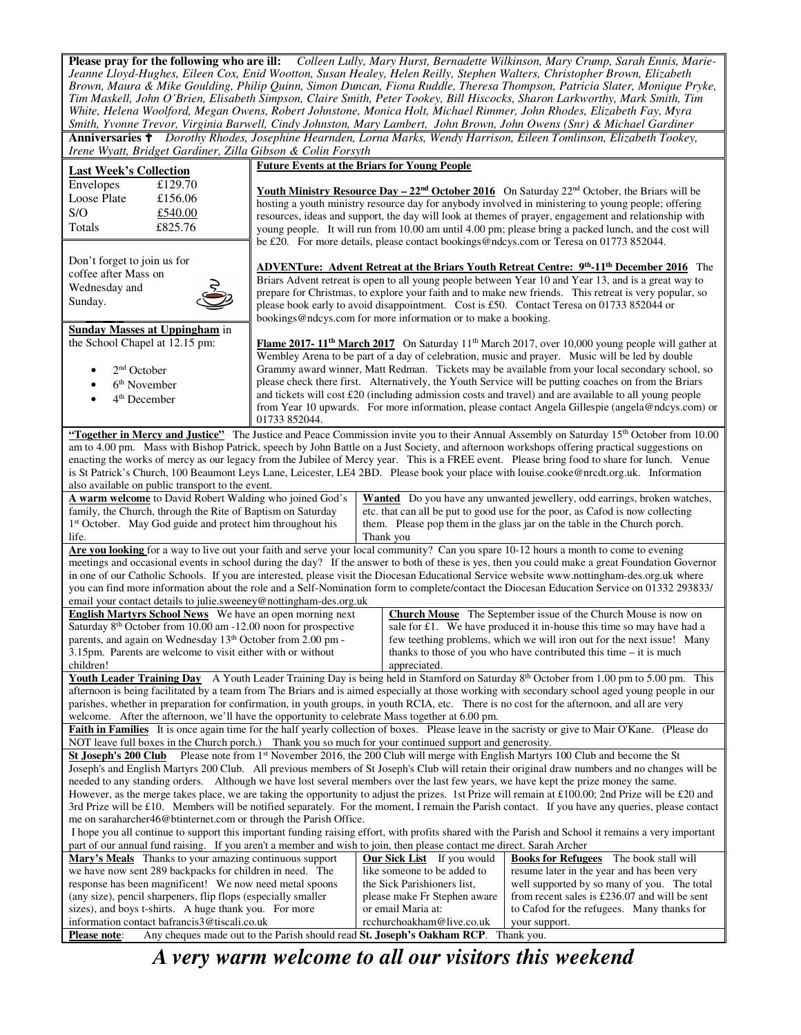**Please pray for the following who are ill:** *Colleen Lully, Mary Hurst, Bernadette Wilkinson, Mary Crump, Sarah Ennis, Marie-Jeanne Lloyd-Hughes, Eileen Cox, Enid Wootton, Susan Healey, Helen Reilly, Stephen Walters, Christopher Brown, Elizabeth Brown, Maura & Mike Goulding, Philip Quinn, Simon Duncan, Fiona Ruddle, Theresa Thompson, Patricia Slater, Monique Pryke, Tim Maskell, John O'Brien, Elisabeth Simpson, Claire Smith, Peter Tookey, Bill Hiscocks, Sharon Larkworthy, Mark Smith, Tim White, Helena Woolford, Megan Owens, Robert Johnstone, Monica Holt, Michael Rimmer, John Rhodes, Elizabeth Fay, Myra Smith, Yvonne Trevor, Virginia Barwell, Cindy Johnston, Mary Lambert, John Brown, John Owens (Snr) & Michael Gardiner*

**Anniversaries ✝** *Dorothy Rhodes, Josephine Hearnden, Lorna Marks, Wendy Harrison, Eileen Tomlinson, Elizabeth Tookey, Irene Wyatt, Bridget Gardiner, Zilla Gibson & Colin Forsyth*

**Last Week's Collection**

| | |
|---|---|
| Envelopes | £129.70 |
| Loose Plate | £156.06 |
| S/O | £540.00 |
| Totals | £825.76 |

Don't forget to join us for coffee after Mass on Wednesday and Sunday.

**Sunday Masses at Uppingham** in the School Chapel at 12.15 pm:

- 2nd October
- 6th November
- 4th December

**Future Events at the Briars for Young People**

**Youth Ministry Resource Day – 22nd October 2016** On Saturday 22nd October, the Briars will be hosting a youth ministry resource day for anybody involved in ministering to young people; offering resources, ideas and support, the day will look at themes of prayer, engagement and relationship with young people. It will run from 10.00 am until 4.00 pm; please bring a packed lunch, and the cost will be £20. For more details, please contact bookings@ndcys.com or Teresa on 01773 852044.

**ADVENTure: Advent Retreat at the Briars Youth Retreat Centre: 9th-11th December 2016** The Briars Advent retreat is open to all young people between Year 10 and Year 13, and is a great way to prepare for Christmas, to explore your faith and to make new friends. This retreat is very popular, so please book early to avoid disappointment. Cost is £50. Contact Teresa on 01733 852044 or bookings@ndcys.com for more information or to make a booking.

**Flame 2017- 11th March 2017** On Saturday 11th March 2017, over 10,000 young people will gather at Wembley Arena to be part of a day of celebration, music and prayer. Music will be led by double Grammy award winner, Matt Redman. Tickets may be available from your local secondary school, so please check there first. Alternatively, the Youth Service will be putting coaches on from the Briars and tickets will cost £20 (including admission costs and travel) and are available to all young people from Year 10 upwards. For more information, please contact Angela Gillespie (angela@ndcys.com) or 01733 852044.

**"Together in Mercy and Justice"** The Justice and Peace Commission invite you to their Annual Assembly on Saturday 15th October from 10.00 am to 4.00 pm. Mass with Bishop Patrick, speech by John Battle on a Just Society, and afternoon workshops offering practical suggestions on enacting the works of mercy as our legacy from the Jubilee of Mercy year. This is a FREE event. Please bring food to share for lunch. Venue is St Patrick's Church, 100 Beaumont Leys Lane, Leicester, LE4 2BD. Please book your place with louise.cooke@nrcdt.org.uk. Information also available on public transport to the event.

**A warm welcome** to David Robert Walding who joined God's family, the Church, through the Rite of Baptism on Saturday 1st October. May God guide and protect him throughout his life.

**Wanted** Do you have any unwanted jewellery, odd earrings, broken watches, etc. that can all be put to good use for the poor, as Cafod is now collecting them. Please pop them in the glass jar on the table in the Church porch. Thank you

**Are you looking** for a way to live out your faith and serve your local community? Can you spare 10-12 hours a month to come to evening meetings and occasional events in school during the day? If the answer to both of these is yes, then you could make a great Foundation Governor in one of our Catholic Schools. If you are interested, please visit the Diocesan Educational Service website www.nottingham-des.org.uk where you can find more information about the role and a Self-Nomination form to complete/contact the Diocesan Education Service on 01332 293833/ email your contact details to julie.sweeney@nottingham-des.org.uk

**English Martyrs School News** We have an open morning next Saturday 8th October from 10.00 am -12.00 noon for prospective parents, and again on Wednesday 13th October from 2.00 pm - 3.15pm. Parents are welcome to visit either with or without children!

**Church Mouse** The September issue of the Church Mouse is now on sale for £1. We have produced it in-house this time so may have had a few teething problems, which we will iron out for the next issue! Many thanks to those of you who have contributed this time – it is much appreciated.

**Youth Leader Training Day** A Youth Leader Training Day is being held in Stamford on Saturday 8th October from 1.00 pm to 5.00 pm. This afternoon is being facilitated by a team from The Briars and is aimed especially at those working with secondary school aged young people in our parishes, whether in preparation for confirmation, in youth groups, in youth RCIA, etc. There is no cost for the afternoon, and all are very welcome. After the afternoon, we'll have the opportunity to celebrate Mass together at 6.00 pm.

**Faith in Families** It is once again time for the half yearly collection of boxes. Please leave in the sacristy or give to Mair O'Kane. (Please do NOT leave full boxes in the Church porch.) Thank you so much for your continued support and generosity.

**St Joseph's 200 Club** Please note from 1st November 2016, the 200 Club will merge with English Martyrs 100 Club and become the St Joseph's and English Martyrs 200 Club. All previous members of St Joseph's Club will retain their original draw numbers and no changes will be needed to any standing orders. Although we have lost several members over the last few years, we have kept the prize money the same. However, as the merge takes place, we are taking the opportunity to adjust the prizes. 1st Prize will remain at £100.00; 2nd Prize will be £20 and 3rd Prize will be £10. Members will be notified separately. For the moment, I remain the Parish contact. If you have any queries, please contact me on saraharcher46@btinternet.com or through the Parish Office.

I hope you all continue to support this important funding raising effort, with profits shared with the Parish and School it remains a very important part of our annual fund raising. If you aren't a member and wish to join, then please contact me direct. Sarah Archer

**Mary's Meals** Thanks to your amazing continuous support we have now sent 289 backpacks for children in need. The response has been magnificent! We now need metal spoons (any size), pencil sharpeners, flip flops (especially smaller sizes), and boys t-shirts. A huge thank you. For more information contact bafrancis3@tiscali.co.uk

**Our Sick List** If you would like someone to be added to the Sick Parishioners list, please make Fr Stephen aware or email Maria at: rcchurchoakham@live.co.uk

**Books for Refugees** The book stall will resume later in the year and has been very well supported by so many of you. The total from recent sales is £236.07 and will be sent to Cafod for the refugees. Many thanks for your support.

**Please note**: Any cheques made out to the Parish should read **St. Joseph's Oakham RCP**. Thank you.

***A very warm welcome to all our visitors this weekend***